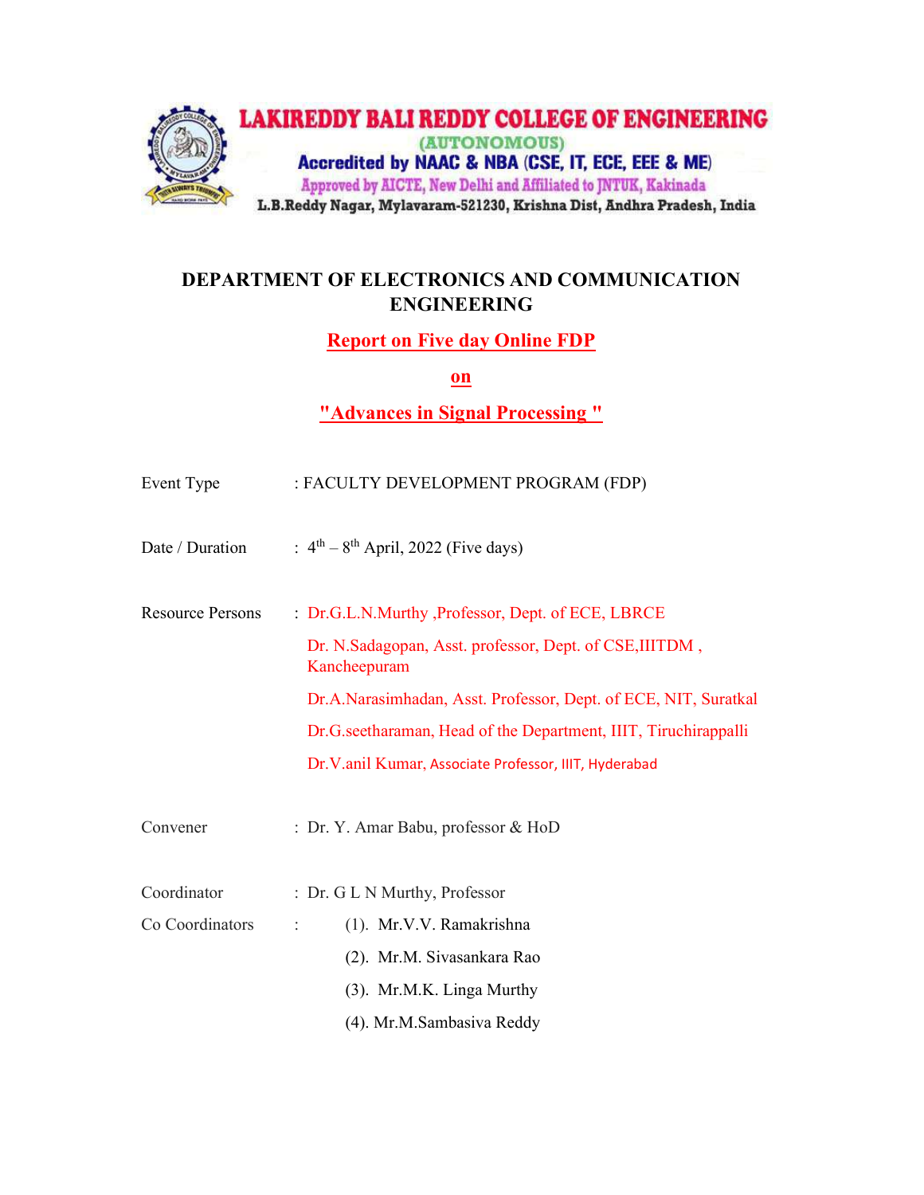LAKIREDDY BALI REDDY COLLEGE OF ENGINEERING

(AUTONOMOUS)

Accredited by NAAC & NBA (CSE, IT, ECE, EEE & ME)

Approved by AICTE, New Delhi and Affiliated to JNTUK, Kakinada

L.B.Reddy Nagar, Mylavaram-521230, Krishna Dist, Andhra Pradesh, India

# DEPARTMENT OF ELECTRONICS AND COMMUNICATION ENGINEERING

## Report on Five day Online FDP

## on

## "Advances in Signal Processing "

Event Type : FACULTY DEVELOPMENT PROGRAM (FDP)

Date / Duration : 4th – 8th April, 2022 (Five days)

Resource Persons :
- Dr.G.L.N.Murthy ,Professor, Dept. of ECE, LBRCE
- Dr. N.Sadagopan, Asst. professor, Dept. of CSE,IIITDM , Kancheepuram
- Dr.A.Narasimhadan, Asst. Professor, Dept. of ECE, NIT, Suratkal
- Dr.G.seetharaman, Head of the Department, IIIT, Tiruchirappalli
- Dr.V.anil Kumar, Associate Professor, IIIT, Hyderabad

Convener : Dr. Y. Amar Babu, professor & HoD

Coordinator : Dr. G L N Murthy, Professor

Co Coordinators :
(1). Mr.V.V. Ramakrishna
(2). Mr.M. Sivasankara Rao
(3). Mr.M.K. Linga Murthy
(4). Mr.M.Sambasiva Reddy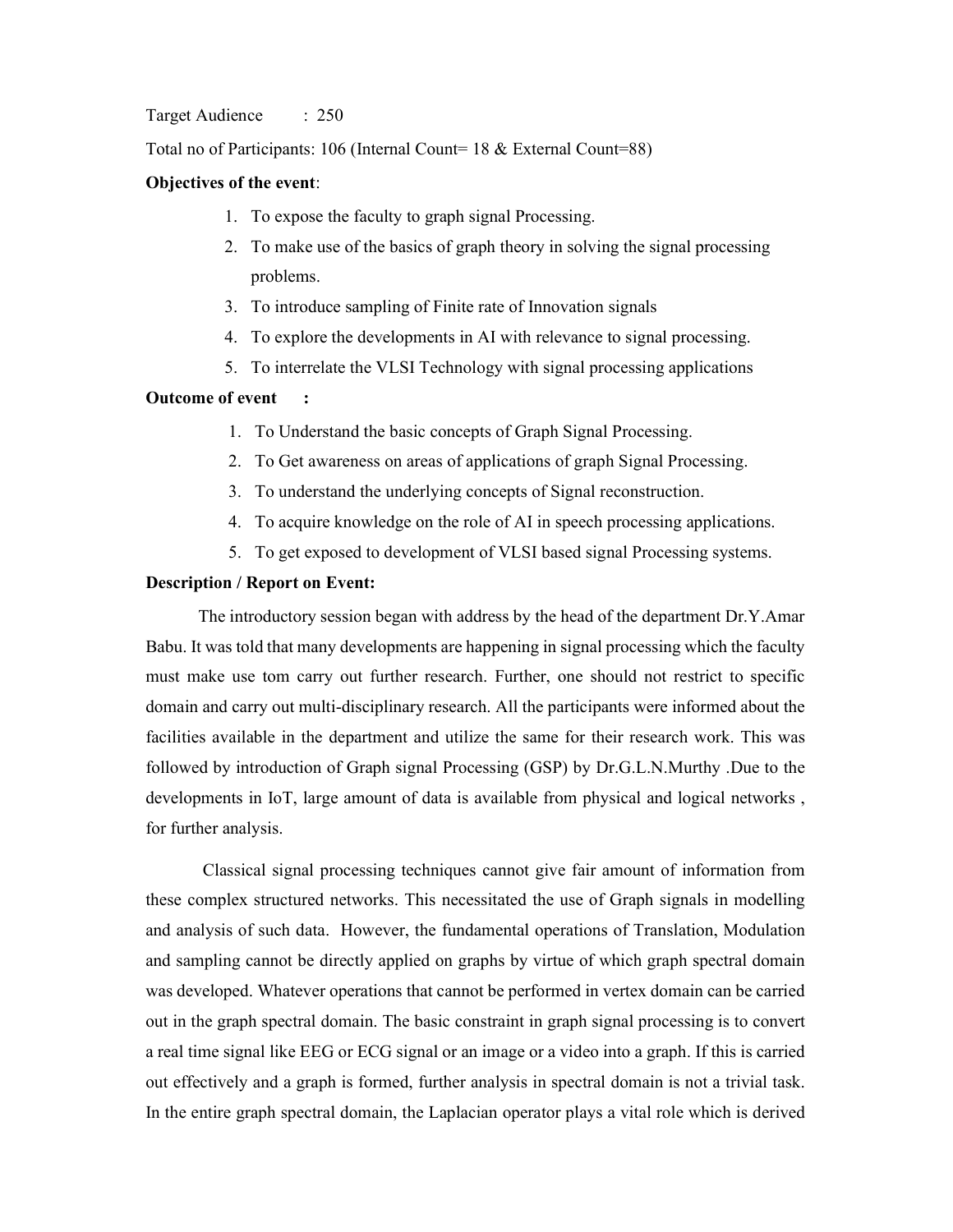Target Audience : 250

Total no of Participants: 106 (Internal Count= 18 & External Count=88)

**Objectives of the event**:

1. To expose the faculty to graph signal Processing.
2. To make use of the basics of graph theory in solving the signal processing problems.
3. To introduce sampling of Finite rate of Innovation signals
4. To explore the developments in AI with relevance to signal processing.
5. To interrelate the VLSI Technology with signal processing applications

**Outcome of event :**

1. To Understand the basic concepts of Graph Signal Processing.
2. To Get awareness on areas of applications of graph Signal Processing.
3. To understand the underlying concepts of Signal reconstruction.
4. To acquire knowledge on the role of AI in speech processing applications.
5. To get exposed to development of VLSI based signal Processing systems.

**Description / Report on Event:**

The introductory session began with address by the head of the department Dr.Y.Amar Babu. It was told that many developments are happening in signal processing which the faculty must make use tom carry out further research. Further, one should not restrict to specific domain and carry out multi-disciplinary research. All the participants were informed about the facilities available in the department and utilize the same for their research work. This was followed by introduction of Graph signal Processing (GSP) by Dr.G.L.N.Murthy .Due to the developments in IoT, large amount of data is available from physical and logical networks , for further analysis.

Classical signal processing techniques cannot give fair amount of information from these complex structured networks. This necessitated the use of Graph signals in modelling and analysis of such data. However, the fundamental operations of Translation, Modulation and sampling cannot be directly applied on graphs by virtue of which graph spectral domain was developed. Whatever operations that cannot be performed in vertex domain can be carried out in the graph spectral domain. The basic constraint in graph signal processing is to convert a real time signal like EEG or ECG signal or an image or a video into a graph. If this is carried out effectively and a graph is formed, further analysis in spectral domain is not a trivial task. In the entire graph spectral domain, the Laplacian operator plays a vital role which is derived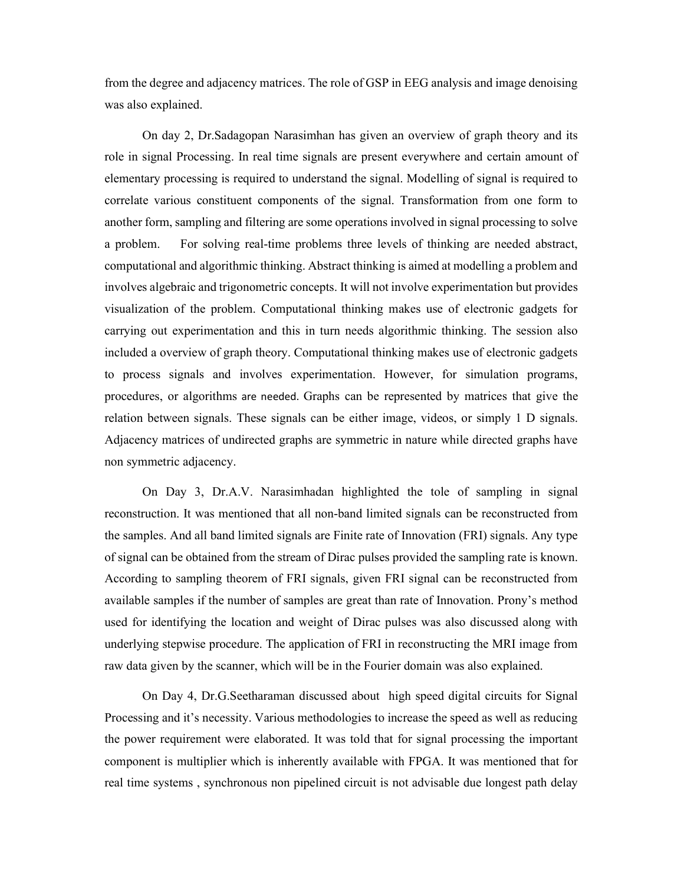from the degree and adjacency matrices. The role of GSP in EEG analysis and image denoising was also explained.

On day 2, Dr.Sadagopan Narasimhan has given an overview of graph theory and its role in signal Processing. In real time signals are present everywhere and certain amount of elementary processing is required to understand the signal. Modelling of signal is required to correlate various constituent components of the signal. Transformation from one form to another form, sampling and filtering are some operations involved in signal processing to solve a problem. For solving real-time problems three levels of thinking are needed abstract, computational and algorithmic thinking. Abstract thinking is aimed at modelling a problem and involves algebraic and trigonometric concepts. It will not involve experimentation but provides visualization of the problem. Computational thinking makes use of electronic gadgets for carrying out experimentation and this in turn needs algorithmic thinking. The session also included a overview of graph theory. Computational thinking makes use of electronic gadgets to process signals and involves experimentation. However, for simulation programs, procedures, or algorithms are needed. Graphs can be represented by matrices that give the relation between signals. These signals can be either image, videos, or simply 1 D signals. Adjacency matrices of undirected graphs are symmetric in nature while directed graphs have non symmetric adjacency.

On Day 3, Dr.A.V. Narasimhadan highlighted the tole of sampling in signal reconstruction. It was mentioned that all non-band limited signals can be reconstructed from the samples. And all band limited signals are Finite rate of Innovation (FRI) signals. Any type of signal can be obtained from the stream of Dirac pulses provided the sampling rate is known. According to sampling theorem of FRI signals, given FRI signal can be reconstructed from available samples if the number of samples are great than rate of Innovation. Prony's method used for identifying the location and weight of Dirac pulses was also discussed along with underlying stepwise procedure. The application of FRI in reconstructing the MRI image from raw data given by the scanner, which will be in the Fourier domain was also explained.

On Day 4, Dr.G.Seetharaman discussed about high speed digital circuits for Signal Processing and it's necessity. Various methodologies to increase the speed as well as reducing the power requirement were elaborated. It was told that for signal processing the important component is multiplier which is inherently available with FPGA. It was mentioned that for real time systems , synchronous non pipelined circuit is not advisable due longest path delay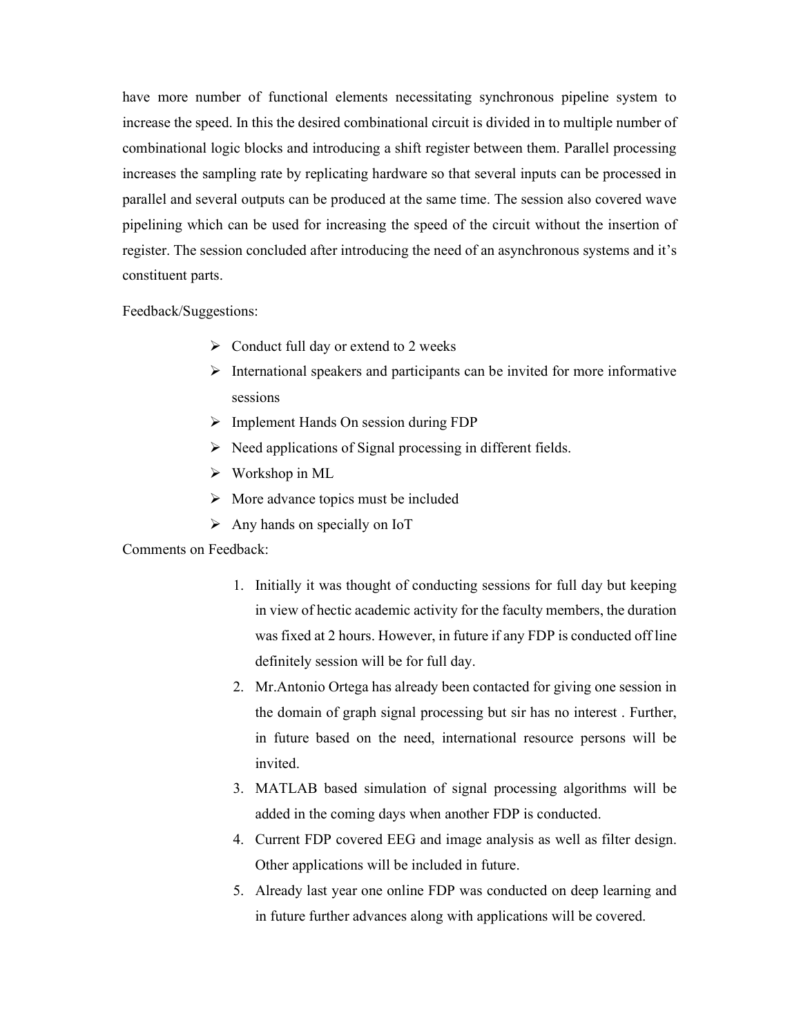have more number of functional elements necessitating synchronous pipeline system to increase the speed. In this the desired combinational circuit is divided in to multiple number of combinational logic blocks and introducing a shift register between them. Parallel processing increases the sampling rate by replicating hardware so that several inputs can be processed in parallel and several outputs can be produced at the same time. The session also covered wave pipelining which can be used for increasing the speed of the circuit without the insertion of register. The session concluded after introducing the need of an asynchronous systems and it's constituent parts.

Feedback/Suggestions:

- Conduct full day or extend to 2 weeks
- International speakers and participants can be invited for more informative sessions
- Implement Hands On session during FDP
- Need applications of Signal processing in different fields.
- Workshop in ML
- More advance topics must be included
- Any hands on specially on IoT

Comments on Feedback:

1. Initially it was thought of conducting sessions for full day but keeping in view of hectic academic activity for the faculty members, the duration was fixed at 2 hours. However, in future if any FDP is conducted off line definitely session will be for full day.
2. Mr.Antonio Ortega has already been contacted for giving one session in the domain of graph signal processing but sir has no interest . Further, in future based on the need, international resource persons will be invited.
3. MATLAB based simulation of signal processing algorithms will be added in the coming days when another FDP is conducted.
4. Current FDP covered EEG and image analysis as well as filter design. Other applications will be included in future.
5. Already last year one online FDP was conducted on deep learning and in future further advances along with applications will be covered.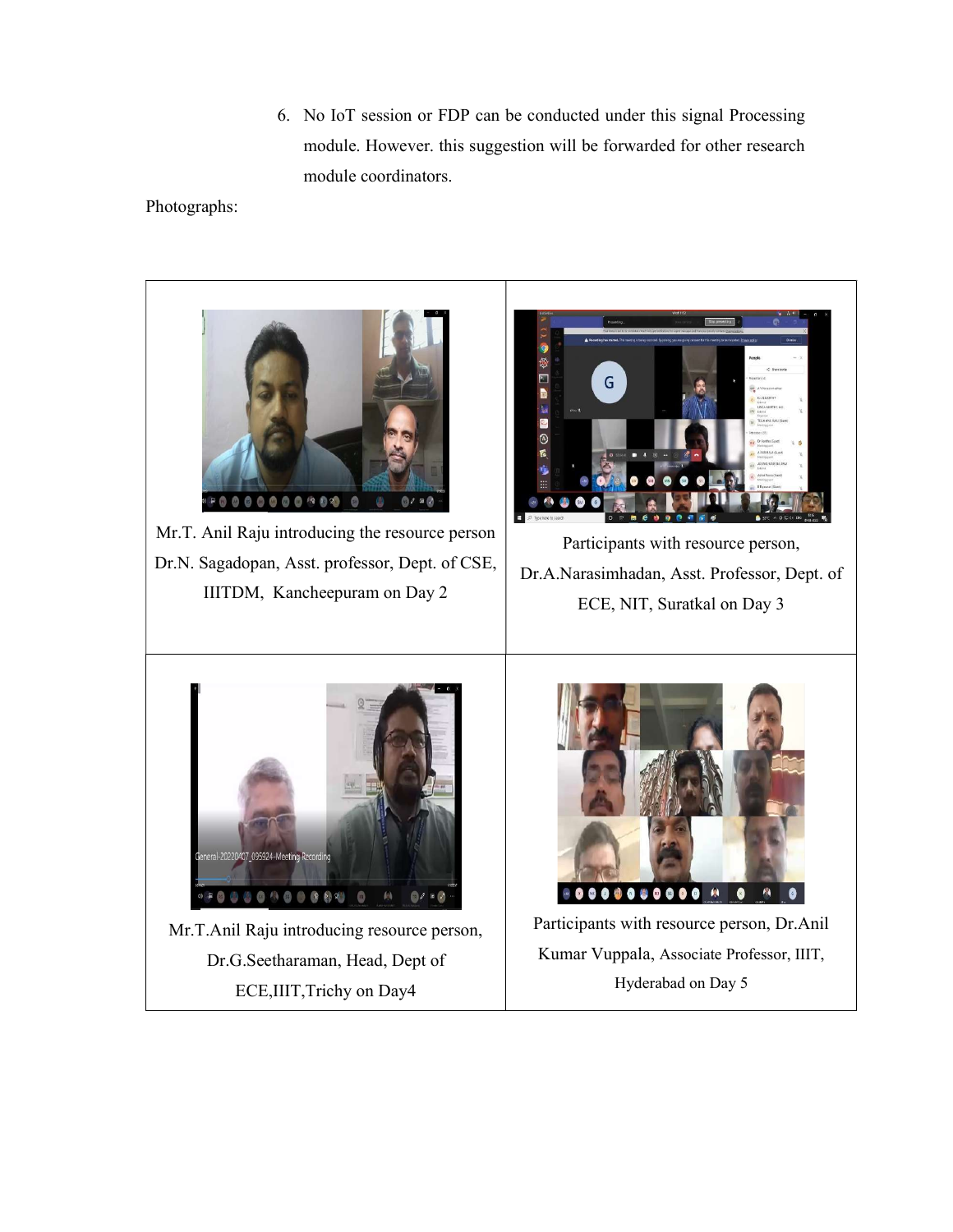6. No IoT session or FDP can be conducted under this signal Processing module. However. this suggestion will be forwarded for other research module coordinators.

Photographs:

| | |
|---|---|
| Mr.T. Anil Raju introducing the resource person Dr.N. Sagadopan, Asst. professor, Dept. of CSE, IIITDM, Kancheepuram on Day 2 | Participants with resource person, Dr.A.Narasimhadan, Asst. Professor, Dept. of ECE, NIT, Suratkal on Day 3 |
| Mr.T.Anil Raju introducing resource person, Dr.G.Seetharaman, Head, Dept of ECE,IIIT,Trichy on Day4 | Participants with resource person, Dr.Anil Kumar Vuppala, Associate Professor, IIIT, Hyderabad on Day 5 |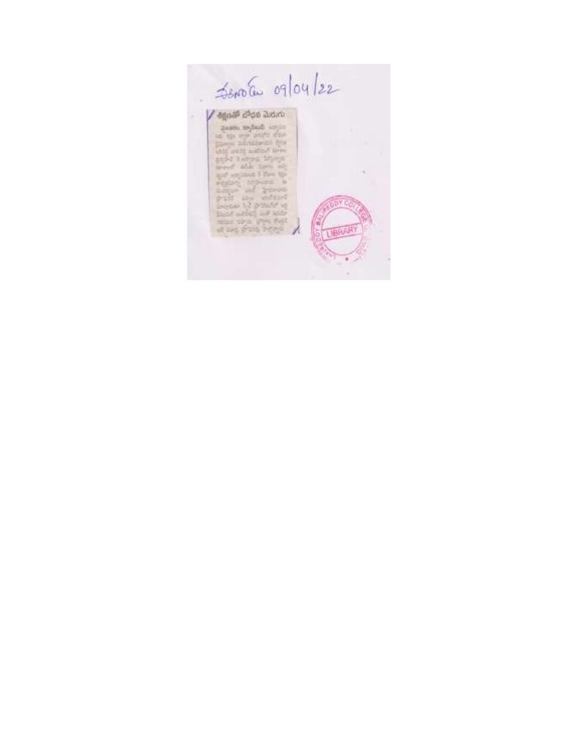ఈనాడు 09/04/22

## శిక్షణతో బోధన మెరుగు

LIBRARY